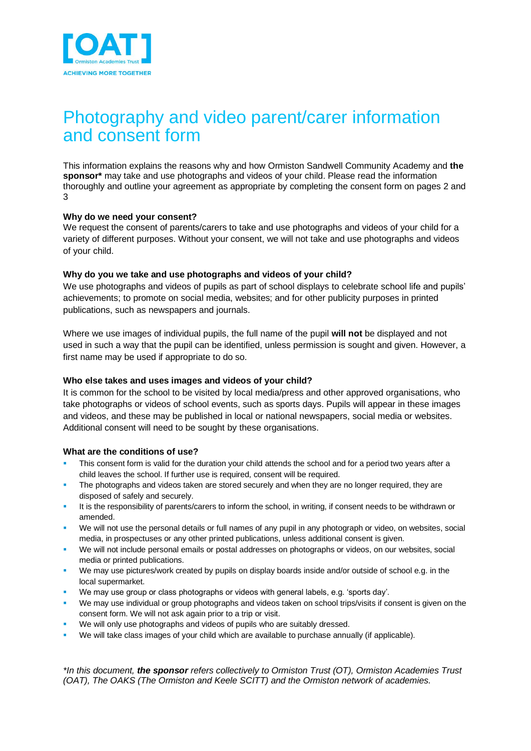# Photography and video parent/carer information and consent form

This information explains the reasons why and how Ormiston Sandwell Community Academy and **the sponsor*** may take and use photographs and videos of your child. Please read the information thoroughly and outline your agreement as appropriate by completing the consent form on pages 2 and 3

**Why do we need your consent?**

We request the consent of parents/carers to take and use photographs and videos of your child for a variety of different purposes. Without your consent, we will not take and use photographs and videos of your child.

**Why do you we take and use photographs and videos of your child?**

We use photographs and videos of pupils as part of school displays to celebrate school life and pupils' achievements; to promote on social media, websites; and for other publicity purposes in printed publications, such as newspapers and journals.

Where we use images of individual pupils, the full name of the pupil **will not** be displayed and not used in such a way that the pupil can be identified, unless permission is sought and given. However, a first name may be used if appropriate to do so.

**Who else takes and uses images and videos of your child?**

It is common for the school to be visited by local media/press and other approved organisations, who take photographs or videos of school events, such as sports days. Pupils will appear in these images and videos, and these may be published in local or national newspapers, social media or websites. Additional consent will need to be sought by these organisations.

**What are the conditions of use?**

- This consent form is valid for the duration your child attends the school and for a period two years after a child leaves the school. If further use is required, consent will be required.
- The photographs and videos taken are stored securely and when they are no longer required, they are disposed of safely and securely.
- It is the responsibility of parents/carers to inform the school, in writing, if consent needs to be withdrawn or amended.
- We will not use the personal details or full names of any pupil in any photograph or video, on websites, social media, in prospectuses or any other printed publications, unless additional consent is given.
- We will not include personal emails or postal addresses on photographs or videos, on our websites, social media or printed publications.
- We may use pictures/work created by pupils on display boards inside and/or outside of school e.g. in the local supermarket.
- We may use group or class photographs or videos with general labels, e.g. 'sports day'.
- We may use individual or group photographs and videos taken on school trips/visits if consent is given on the consent form. We will not ask again prior to a trip or visit.
- We will only use photographs and videos of pupils who are suitably dressed.
- We will take class images of your child which are available to purchase annually (if applicable).

*\*In this document, **the sponsor** refers collectively to Ormiston Trust (OT), Ormiston Academies Trust (OAT), The OAKS (The Ormiston and Keele SCITT) and the Ormiston network of academies.*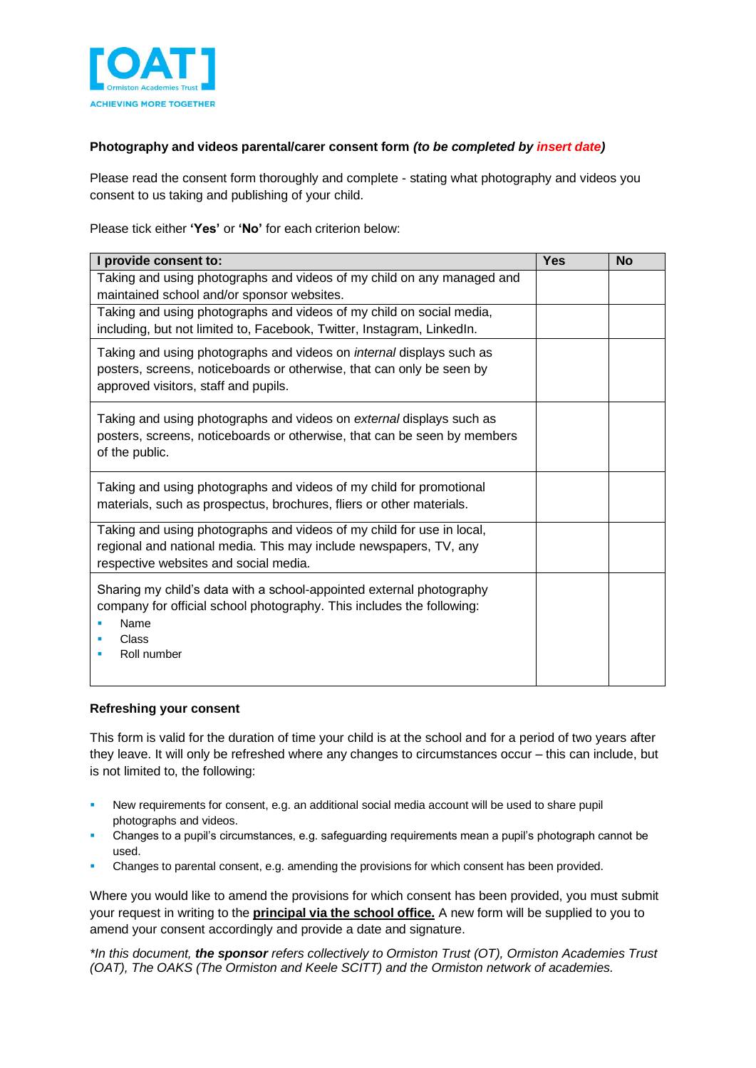**Photography and videos parental/carer consent form *(to be completed by insert date)***

Please read the consent form thoroughly and complete - stating what photography and videos you consent to us taking and publishing of your child.

Please tick either **'Yes'** or **'No'** for each criterion below:

| I provide consent to: | Yes | No |
|---|---|---|
| Taking and using photographs and videos of my child on any managed and maintained school and/or sponsor websites. | | |
| Taking and using photographs and videos of my child on social media, including, but not limited to, Facebook, Twitter, Instagram, LinkedIn. | | |
| Taking and using photographs and videos on *internal* displays such as posters, screens, noticeboards or otherwise, that can only be seen by approved visitors, staff and pupils. | | |
| Taking and using photographs and videos on *external* displays such as posters, screens, noticeboards or otherwise, that can be seen by members of the public. | | |
| Taking and using photographs and videos of my child for promotional materials, such as prospectus, brochures, fliers or other materials. | | |
| Taking and using photographs and videos of my child for use in local, regional and national media. This may include newspapers, TV, any respective websites and social media. | | |
| Sharing my child's data with a school-appointed external photography company for official school photography. This includes the following: <br>▪ Name <br>▪ Class <br>▪ Roll number | | |

**Refreshing your consent**

This form is valid for the duration of time your child is at the school and for a period of two years after they leave. It will only be refreshed where any changes to circumstances occur – this can include, but is not limited to, the following:

- New requirements for consent, e.g. an additional social media account will be used to share pupil photographs and videos.
- Changes to a pupil's circumstances, e.g. safeguarding requirements mean a pupil's photograph cannot be used.
- Changes to parental consent, e.g. amending the provisions for which consent has been provided.

Where you would like to amend the provisions for which consent has been provided, you must submit your request in writing to the **principal via the school office.** A new form will be supplied to you to amend your consent accordingly and provide a date and signature.

*\*In this document, **the sponsor** refers collectively to Ormiston Trust (OT), Ormiston Academies Trust (OAT), The OAKS (The Ormiston and Keele SCITT) and the Ormiston network of academies.*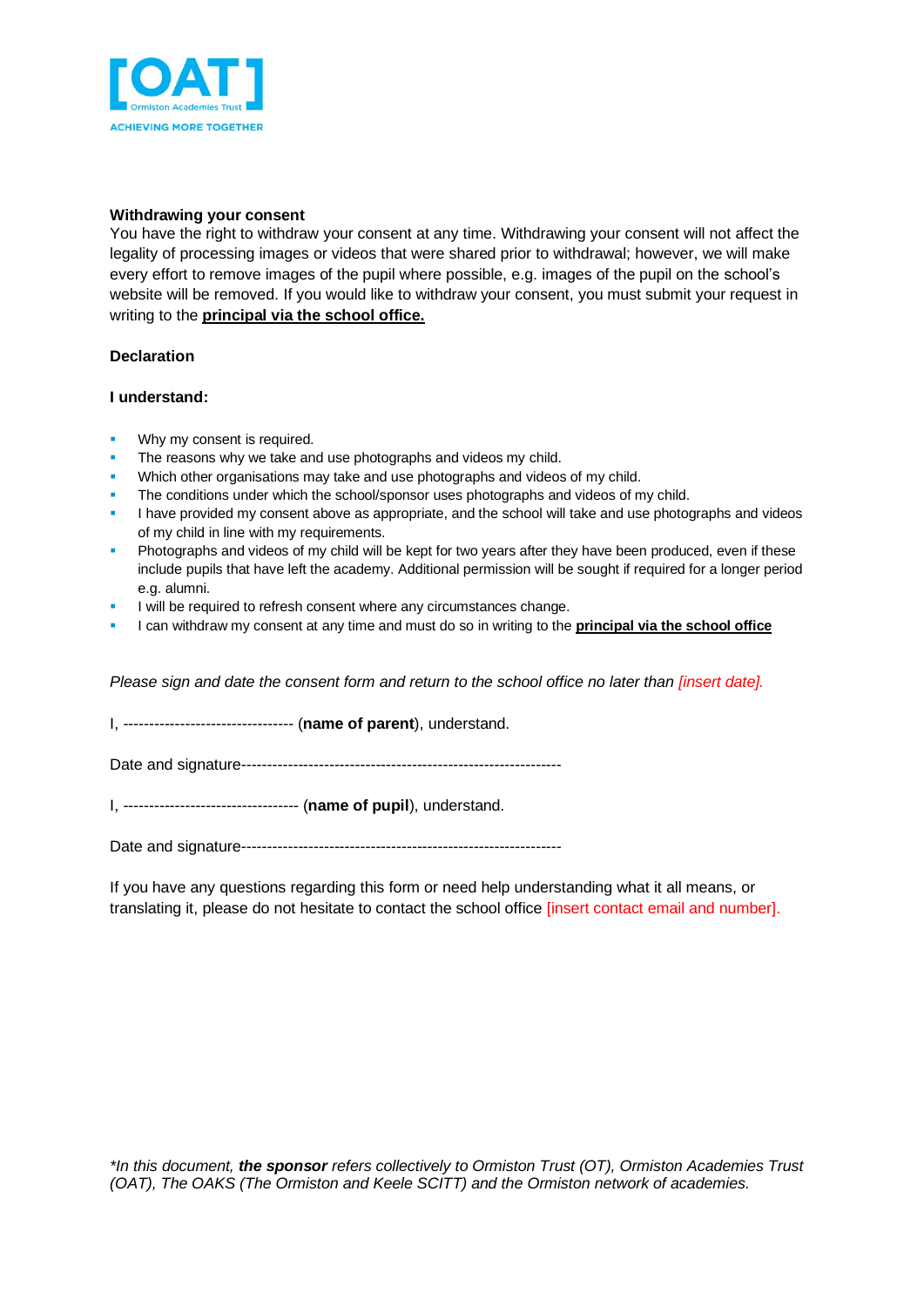**Withdrawing your consent**

You have the right to withdraw your consent at any time. Withdrawing your consent will not affect the legality of processing images or videos that were shared prior to withdrawal; however, we will make every effort to remove images of the pupil where possible, e.g. images of the pupil on the school's website will be removed. If you would like to withdraw your consent, you must submit your request in writing to the **principal via the school office.**

**Declaration**

**I understand:**

- Why my consent is required.
- The reasons why we take and use photographs and videos my child.
- Which other organisations may take and use photographs and videos of my child.
- The conditions under which the school/sponsor uses photographs and videos of my child.
- I have provided my consent above as appropriate, and the school will take and use photographs and videos of my child in line with my requirements.
- Photographs and videos of my child will be kept for two years after they have been produced, even if these include pupils that have left the academy. Additional permission will be sought if required for a longer period e.g. alumni.
- I will be required to refresh consent where any circumstances change.
- I can withdraw my consent at any time and must do so in writing to the **principal via the school office**

*Please sign and date the consent form and return to the school office no later than [insert date].*

I, -------------------------------- (**name of parent**), understand.

Date and signature-------------------------------------------------------------

I, --------------------------------- (**name of pupil**), understand.

Date and signature-------------------------------------------------------------

If you have any questions regarding this form or need help understanding what it all means, or translating it, please do not hesitate to contact the school office [insert contact email and number].

*\*In this document, **the sponsor** refers collectively to Ormiston Trust (OT), Ormiston Academies Trust (OAT), The OAKS (The Ormiston and Keele SCITT) and the Ormiston network of academies.*